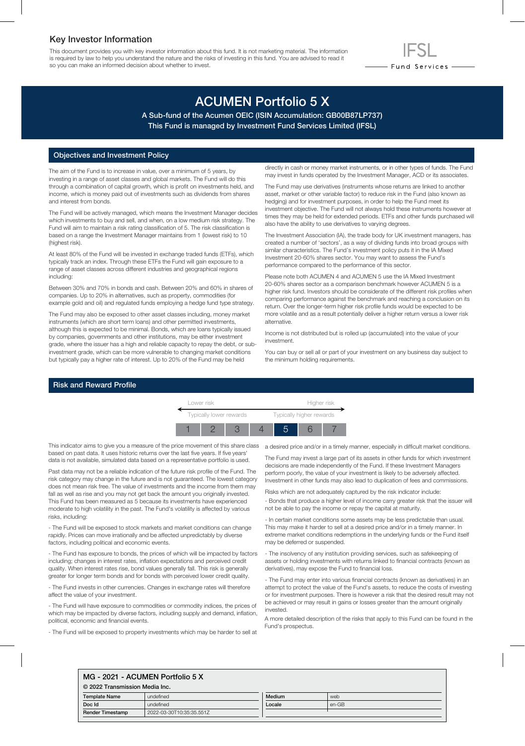# Key Investor Information

This document provides you with key investor information about this fund. It is not marketing material. The information is required by law to help you understand the nature and the risks of investing in this fund. You are advised to read it so you can make an informed decision about whether to invest.

IFSL Fund Services

# ACUMEN Portfolio 5 X

**A Sub-fund of the Acumen OEIC (ISIN Accumulation: GB00B87LP737)**
**This Fund is managed by Investment Fund Services Limited (IFSL)**

## Objectives and Investment Policy

The aim of the Fund is to increase in value, over a minimum of 5 years, by investing in a range of asset classes and global markets. The Fund will do this through a combination of capital growth, which is profit on investments held, and income, which is money paid out of investments such as dividends from shares and interest from bonds.

The Fund will be actively managed, which means the Investment Manager decides which investments to buy and sell, and when, on a low medium risk strategy. The Fund will aim to maintain a risk rating classification of 5. The risk classification is based on a range the Investment Manager maintains from 1 (lowest risk) to 10 (highest risk).

At least 80% of the Fund will be invested in exchange traded funds (ETFs), which typically track an index. Through these ETFs the Fund will gain exposure to a range of asset classes across different industries and geographical regions including:

Between 30% and 70% in bonds and cash. Between 20% and 60% in shares of companies. Up to 20% in alternatives, such as property, commodities (for example gold and oil) and regulated funds employing a hedge fund type strategy.

The Fund may also be exposed to other asset classes including, money market instruments (which are short term loans) and other permitted investments, although this is expected to be minimal. Bonds, which are loans typically issued by companies, governments and other institutions, may be either investment grade, where the issuer has a high and reliable capacity to repay the debt, or sub-investment grade, which can be more vulnerable to changing market conditions but typically pay a higher rate of interest. Up to 20% of the Fund may be held directly in cash or money market instruments, or in other types of funds. The Fund may invest in funds operated by the Investment Manager, ACD or its associates.

The Fund may use derivatives (instruments whose returns are linked to another asset, market or other variable factor) to reduce risk in the Fund (also known as hedging) and for investment purposes, in order to help the Fund meet its investment objective. The Fund will not always hold these instruments however at times they may be held for extended periods. ETFs and other funds purchased will also have the ability to use derivatives to varying degrees.

The Investment Association (IA), the trade body for UK investment managers, has created a number of 'sectors', as a way of dividing funds into broad groups with similar characteristics. The Fund's investment policy puts it in the IA Mixed Investment 20-60% shares sector. You may want to assess the Fund's performance compared to the performance of this sector.

Please note both ACUMEN 4 and ACUMEN 5 use the IA Mixed Investment 20-60% shares sector as a comparison benchmark however ACUMEN 5 is a higher risk fund. Investors should be considerate of the different risk profiles when comparing performance against the benchmark and reaching a conclusion on its return. Over the longer-term higher risk profile funds would be expected to be more volatile and as a result potentially deliver a higher return versus a lower risk alternative.

Income is not distributed but is rolled up (accumulated) into the value of your investment.

You can buy or sell all or part of your investment on any business day subject to the minimum holding requirements.

## Risk and Reward Profile

| Lower risk | | | | | | Higher risk |
|---|---|---|---|---|---|---|
| Typically lower rewards | | | | | | Typically higher rewards |
| 1 | 2 | 3 | 4 | **5** | 6 | 7 |

This indicator aims to give you a measure of the price movement of this share class based on past data. It uses historic returns over the last five years. If five years' data is not available, simulated data based on a representative portfolio is used.

Past data may not be a reliable indication of the future risk profile of the Fund. The risk category may change in the future and is not guaranteed. The lowest category does not mean risk free. The value of investments and the income from them may fall as well as rise and you may not get back the amount you originally invested. This Fund has been measured as 5 because its investments have experienced moderate to high volatility in the past. The Fund's volatility is affected by various risks, including:

- The Fund will be exposed to stock markets and market conditions can change rapidly. Prices can move irrationally and be affected unpredictably by diverse factors, including political and economic events.
- The Fund has exposure to bonds, the prices of which will be impacted by factors including; changes in interest rates, inflation expectations and perceived credit quality. When interest rates rise, bond values generally fall. This risk is generally greater for longer term bonds and for bonds with perceived lower credit quality.
- The Fund invests in other currencies. Changes in exchange rates will therefore affect the value of your investment.
- The Fund will have exposure to commodities or commodity indices, the prices of which may be impacted by diverse factors, including supply and demand, inflation, political, economic and financial events.
- The Fund will be exposed to property investments which may be harder to sell at a desired price and/or in a timely manner, especially in difficult market conditions.

The Fund may invest a large part of its assets in other funds for which investment decisions are made independently of the Fund. If these Investment Managers perform poorly, the value of your investment is likely to be adversely affected. Investment in other funds may also lead to duplication of fees and commissions.

Risks which are not adequately captured by the risk indicator include:

- Bonds that produce a higher level of income carry greater risk that the issuer will not be able to pay the income or repay the capital at maturity.
- In certain market conditions some assets may be less predictable than usual. This may make it harder to sell at a desired price and/or in a timely manner. In extreme market conditions redemptions in the underlying funds or the Fund itself may be deferred or suspended.
- The insolvency of any institution providing services, such as safekeeping of assets or holding investments with returns linked to financial contracts (known as derivatives), may expose the Fund to financial loss.
- The Fund may enter into various financial contracts (known as derivatives) in an attempt to protect the value of the Fund's assets, to reduce the costs of investing or for investment purposes. There is however a risk that the desired result may not be achieved or may result in gains or losses greater than the amount originally invested.

A more detailed description of the risks that apply to this Fund can be found in the Fund's prospectus.

**MG - 2021 - ACUMEN Portfolio 5 X**

**© 2022 Transmission Media Inc.**

| Template Name | undefined | Medium | web |
|---|---|---|---|
| Doc Id | undefined | Locale | en-GB |
| Render Timestamp | 2022-03-30T10:35:35.551Z | | |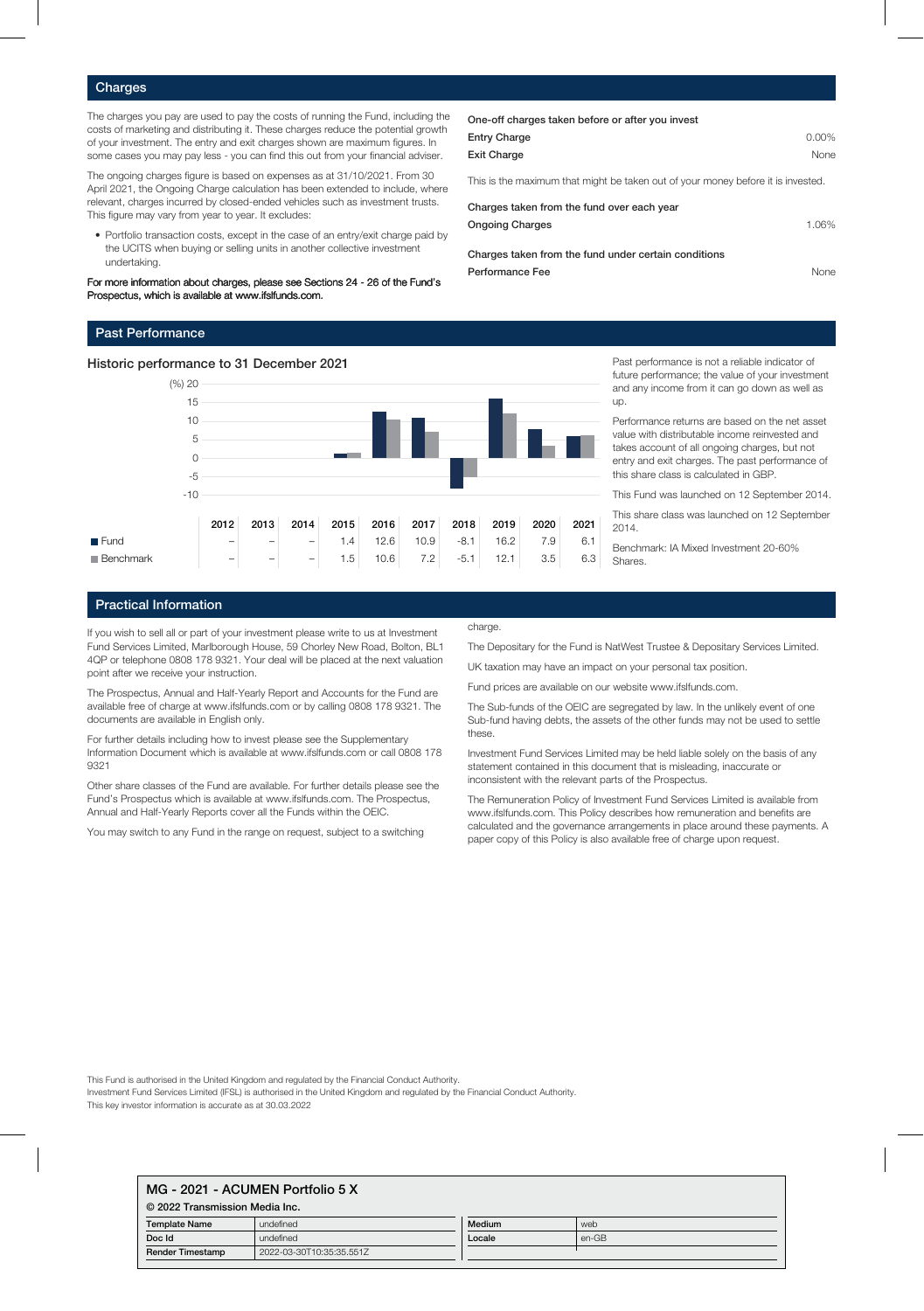## Charges

The charges you pay are used to pay the costs of running the Fund, including the costs of marketing and distributing it. These charges reduce the potential growth of your investment. The entry and exit charges shown are maximum figures. In some cases you may pay less - you can find this out from your financial adviser.

The ongoing charges figure is based on expenses as at 31/10/2021. From 30 April 2021, the Ongoing Charge calculation has been extended to include, where relevant, charges incurred by closed-ended vehicles such as investment trusts. This figure may vary from year to year. It excludes:

- Portfolio transaction costs, except in the case of an entry/exit charge paid by the UCITS when buying or selling units in another collective investment undertaking.

**For more information about charges, please see Sections 24 - 26 of the Fund's Prospectus, which is available at www.ifslfunds.com.**

| One-off charges taken before or after you invest | |
|---|---|
| Entry Charge | 0.00% |
| Exit Charge | None |

This is the maximum that might be taken out of your money before it is invested.

| Charges taken from the fund over each year | |
|---|---|
| Ongoing Charges | 1.06% |

| Charges taken from the fund under certain conditions | |
|---|---|
| Performance Fee | None |

## Past Performance

### Historic performance to 31 December 2021

(%) 20
15
10
5
0
-5
-10

2012 2013 2014 2015 2016 2017 2018 2019 2020 2021
Fund – – – 1.4 12.6 10.9 -8.1 16.2 7.9 6.1
Benchmark – – – 1.5 10.6 7.2 -5.1 12.1 3.5 6.3

Past performance is not a reliable indicator of future performance; the value of your investment and any income from it can go down as well as up.

Performance returns are based on the net asset value with distributable income reinvested and takes account of all ongoing charges, but not entry and exit charges. The past performance of this share class is calculated in GBP.

This Fund was launched on 12 September 2014.

This share class was launched on 12 September 2014.

Benchmark: IA Mixed Investment 20-60% Shares.

## Practical Information

If you wish to sell all or part of your investment please write to us at Investment Fund Services Limited, Marlborough House, 59 Chorley New Road, Bolton, BL1 4QP or telephone 0808 178 9321. Your deal will be placed at the next valuation point after we receive your instruction.

The Prospectus, Annual and Half-Yearly Report and Accounts for the Fund are available free of charge at www.ifslfunds.com or by calling 0808 178 9321. The documents are available in English only.

For further details including how to invest please see the Supplementary Information Document which is available at www.ifslfunds.com or call 0808 178 9321

Other share classes of the Fund are available. For further details please see the Fund's Prospectus which is available at www.ifslfunds.com. The Prospectus, Annual and Half-Yearly Reports cover all the Funds within the OEIC.

You may switch to any Fund in the range on request, subject to a switching charge.

The Depositary for the Fund is NatWest Trustee & Depositary Services Limited.

UK taxation may have an impact on your personal tax position.

Fund prices are available on our website www.ifslfunds.com.

The Sub-funds of the OEIC are segregated by law. In the unlikely event of one Sub-fund having debts, the assets of the other funds may not be used to settle these.

Investment Fund Services Limited may be held liable solely on the basis of any statement contained in this document that is misleading, inaccurate or inconsistent with the relevant parts of the Prospectus.

The Remuneration Policy of Investment Fund Services Limited is available from www.ifslfunds.com. This Policy describes how remuneration and benefits are calculated and the governance arrangements in place around these payments. A paper copy of this Policy is also available free of charge upon request.

This Fund is authorised in the United Kingdom and regulated by the Financial Conduct Authority.
Investment Fund Services Limited (IFSL) is authorised in the United Kingdom and regulated by the Financial Conduct Authority.
This key investor information is accurate as at 30.03.2022

**MG - 2021 - ACUMEN Portfolio 5 X**
**© 2022 Transmission Media Inc.**

| | | | |
|---|---|---|---|
| **Template Name** | undefined | **Medium** | web |
| **Doc Id** | undefined | **Locale** | en-GB |
| **Render Timestamp** | 2022-03-30T10:35:35.551Z | | |